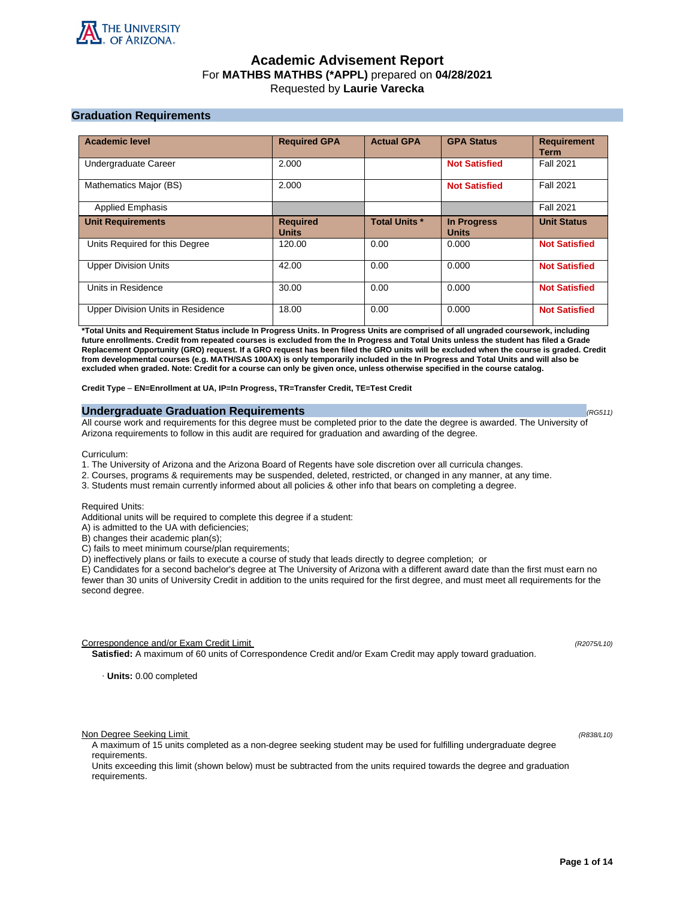THE UNIVERSITY OF ARIZONA

# Academic Advisement Report

For **MATHBS MATHBS (*APPL)** prepared on **04/28/2021**

Requested by **Laurie Varecka**

## Graduation Requirements

| Academic level | Required GPA | Actual GPA | GPA Status | Requirement Term |
|---|---|---|---|---|
| Undergraduate Career | 2.000 | | **Not Satisfied** | Fall 2021 |
| Mathematics Major (BS) | 2.000 | | **Not Satisfied** | Fall 2021 |
| Applied Emphasis | | | | Fall 2021 |
| **Unit Requirements** | **Required Units** | **Total Units *** | **In Progress Units** | **Unit Status** |
| Units Required for this Degree | 120.00 | 0.00 | 0.000 | **Not Satisfied** |
| Upper Division Units | 42.00 | 0.00 | 0.000 | **Not Satisfied** |
| Units in Residence | 30.00 | 0.00 | 0.000 | **Not Satisfied** |
| Upper Division Units in Residence | 18.00 | 0.00 | 0.000 | **Not Satisfied** |

***Total Units and Requirement Status include In Progress Units. In Progress Units are comprised of all ungraded coursework, including future enrollments. Credit from repeated courses is excluded from the In Progress and Total Units unless the student has filed a Grade Replacement Opportunity (GRO) request. If a GRO request has been filed the GRO units will be excluded when the course is graded. Credit from developmental courses (e.g. MATH/SAS 100AX) is only temporarily included in the In Progress and Total Units and will also be excluded when graded. Note: Credit for a course can only be given once, unless otherwise specified in the course catalog.**

**Credit Type – EN=Enrollment at UA, IP=In Progress, TR=Transfer Credit, TE=Test Credit**

## Undergraduate Graduation Requirements

*(RG511)*

All course work and requirements for this degree must be completed prior to the date the degree is awarded. The University of Arizona requirements to follow in this audit are required for graduation and awarding of the degree.

Curriculum:

1. The University of Arizona and the Arizona Board of Regents have sole discretion over all curricula changes.
2. Courses, programs & requirements may be suspended, deleted, restricted, or changed in any manner, at any time.
3. Students must remain currently informed about all policies & other info that bears on completing a degree.

Required Units:

Additional units will be required to complete this degree if a student:

A) is admitted to the UA with deficiencies;

B) changes their academic plan(s);

C) fails to meet minimum course/plan requirements;

D) ineffectively plans or fails to execute a course of study that leads directly to degree completion; or

E) Candidates for a second bachelor's degree at The University of Arizona with a different award date than the first must earn no fewer than 30 units of University Credit in addition to the units required for the first degree, and must meet all requirements for the second degree.

### Correspondence and/or Exam Credit Limit

*(R2075/L10)*

**Satisfied:** A maximum of 60 units of Correspondence Credit and/or Exam Credit may apply toward graduation.

· **Units:** 0.00 completed

### Non Degree Seeking Limit

*(R838/L10)*

A maximum of 15 units completed as a non-degree seeking student may be used for fulfilling undergraduate degree requirements.

Units exceeding this limit (shown below) must be subtracted from the units required towards the degree and graduation requirements.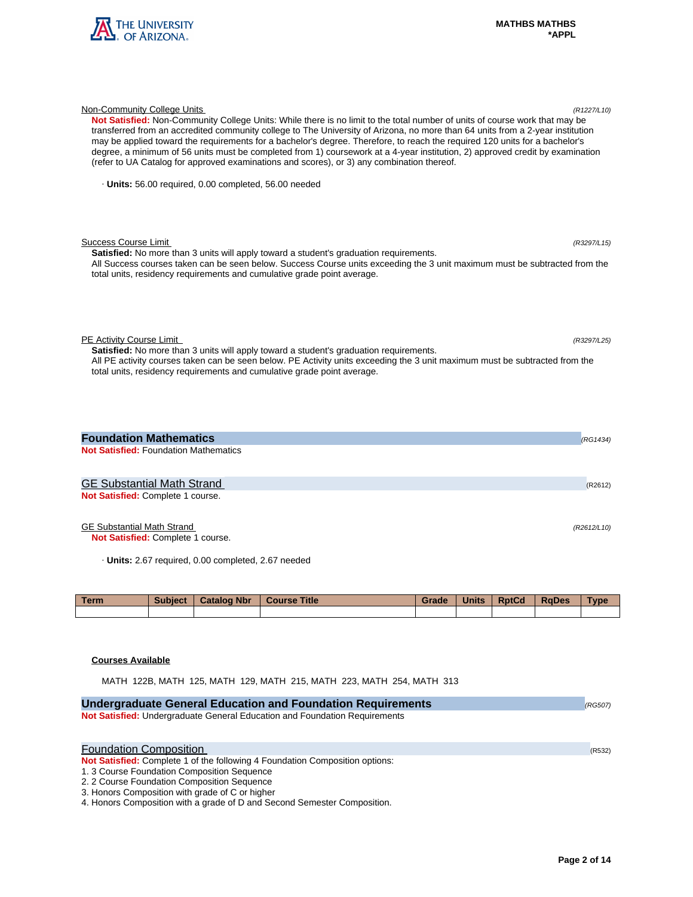Non-Community College Units (R1227/L10)

**Not Satisfied:** Non-Community College Units: While there is no limit to the total number of units of course work that may be transferred from an accredited community college to The University of Arizona, no more than 64 units from a 2-year institution may be applied toward the requirements for a bachelor's degree. Therefore, to reach the required 120 units for a bachelor's degree, a minimum of 56 units must be completed from 1) coursework at a 4-year institution, 2) approved credit by examination (refer to UA Catalog for approved examinations and scores), or 3) any combination thereof.

· **Units:** 56.00 required, 0.00 completed, 56.00 needed

Success Course Limit (R3297/L15)

**Satisfied:** No more than 3 units will apply toward a student's graduation requirements.
All Success courses taken can be seen below. Success Course units exceeding the 3 unit maximum must be subtracted from the total units, residency requirements and cumulative grade point average.

PE Activity Course Limit (R3297/L25)

**Satisfied:** No more than 3 units will apply toward a student's graduation requirements.
All PE activity courses taken can be seen below. PE Activity units exceeding the 3 unit maximum must be subtracted from the total units, residency requirements and cumulative grade point average.

## Foundation Mathematics (RG1434)

**Not Satisfied:** Foundation Mathematics

### GE Substantial Math Strand (R2612)

**Not Satisfied:** Complete 1 course.

GE Substantial Math Strand (R2612/L10)

**Not Satisfied:** Complete 1 course.

· **Units:** 2.67 required, 0.00 completed, 2.67 needed

| Term | Subject | Catalog Nbr | Course Title | Grade | Units | RptCd | RqDes | Type |
|---|---|---|---|---|---|---|---|---|
| | | | | | | | | |

**Courses Available**

MATH 122B, MATH 125, MATH 129, MATH 215, MATH 223, MATH 254, MATH 313

## Undergraduate General Education and Foundation Requirements (RG507)

**Not Satisfied:** Undergraduate General Education and Foundation Requirements

### Foundation Composition (R532)

**Not Satisfied:** Complete 1 of the following 4 Foundation Composition options:
1. 3 Course Foundation Composition Sequence
2. 2 Course Foundation Composition Sequence
3. Honors Composition with grade of C or higher
4. Honors Composition with a grade of D and Second Semester Composition.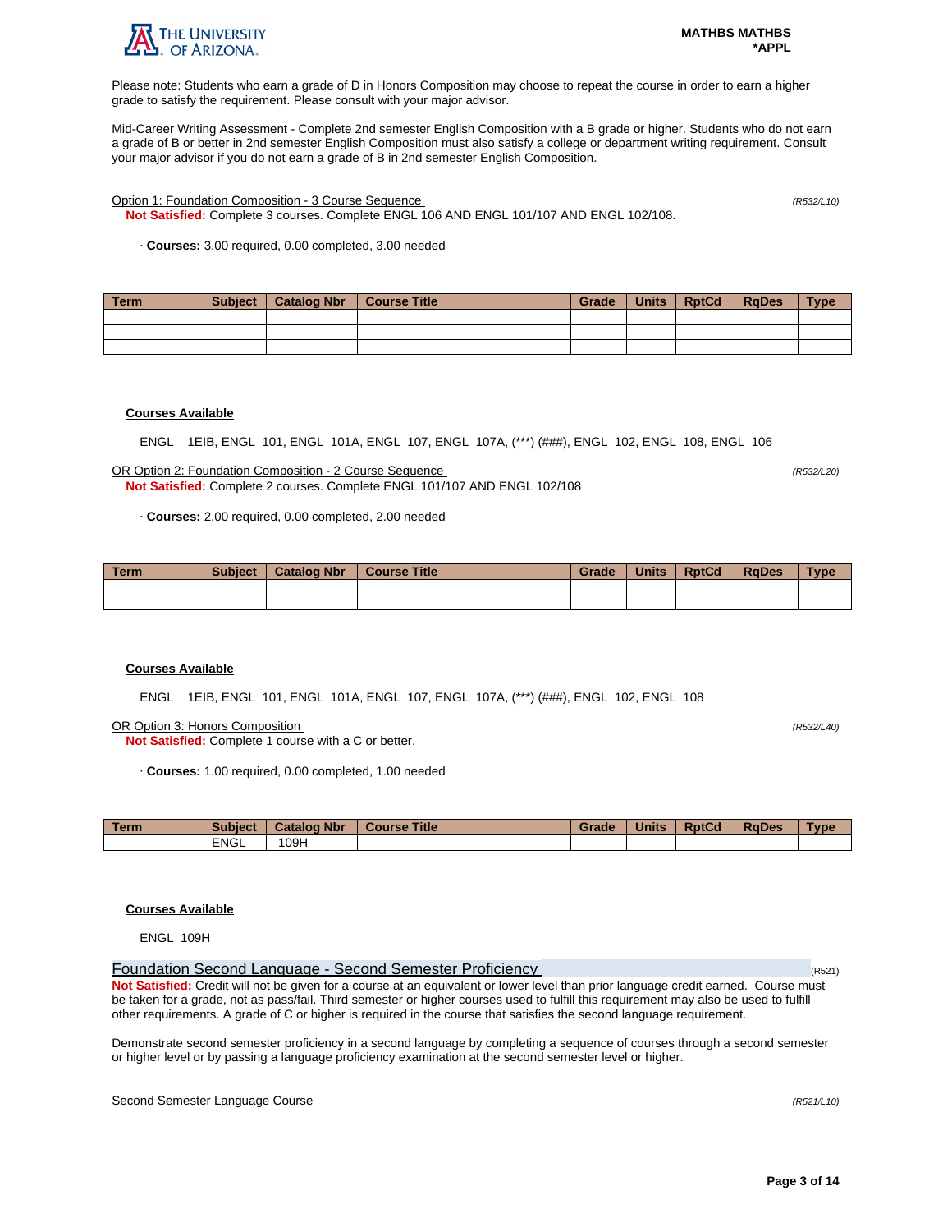Please note: Students who earn a grade of D in Honors Composition may choose to repeat the course in order to earn a higher grade to satisfy the requirement. Please consult with your major advisor.

Mid-Career Writing Assessment - Complete 2nd semester English Composition with a B grade or higher. Students who do not earn a grade of B or better in 2nd semester English Composition must also satisfy a college or department writing requirement. Consult your major advisor if you do not earn a grade of B in 2nd semester English Composition.

Option 1: Foundation Composition - 3 Course Sequence *(R532/L10)*

**Not Satisfied:** Complete 3 courses. Complete ENGL 106 AND ENGL 101/107 AND ENGL 102/108.

· **Courses:** 3.00 required, 0.00 completed, 3.00 needed

| Term | Subject | Catalog Nbr | Course Title | Grade | Units | RptCd | RqDes | Type |
|---|---|---|---|---|---|---|---|---|
| | | | | | | | | |
| | | | | | | | | |
| | | | | | | | | |

**Courses Available**

ENGL 1EIB, ENGL 101, ENGL 101A, ENGL 107, ENGL 107A, (***) (###), ENGL 102, ENGL 108, ENGL 106

OR Option 2: Foundation Composition - 2 Course Sequence *(R532/L20)*

**Not Satisfied:** Complete 2 courses. Complete ENGL 101/107 AND ENGL 102/108

· **Courses:** 2.00 required, 0.00 completed, 2.00 needed

| Term | Subject | Catalog Nbr | Course Title | Grade | Units | RptCd | RqDes | Type |
|---|---|---|---|---|---|---|---|---|
| | | | | | | | | |
| | | | | | | | | |

**Courses Available**

ENGL 1EIB, ENGL 101, ENGL 101A, ENGL 107, ENGL 107A, (***) (###), ENGL 102, ENGL 108

OR Option 3: Honors Composition *(R532/L40)*

**Not Satisfied:** Complete 1 course with a C or better.

· **Courses:** 1.00 required, 0.00 completed, 1.00 needed

| Term | Subject | Catalog Nbr | Course Title | Grade | Units | RptCd | RqDes | Type |
|---|---|---|---|---|---|---|---|---|
| | ENGL | 109H | | | | | | |

**Courses Available**

ENGL 109H

## Foundation Second Language - Second Semester Proficiency (R521)

**Not Satisfied:** Credit will not be given for a course at an equivalent or lower level than prior language credit earned. Course must be taken for a grade, not as pass/fail. Third semester or higher courses used to fulfill this requirement may also be used to fulfill other requirements. A grade of C or higher is required in the course that satisfies the second language requirement.

Demonstrate second semester proficiency in a second language by completing a sequence of courses through a second semester or higher level or by passing a language proficiency examination at the second semester level or higher.

Second Semester Language Course *(R521/L10)*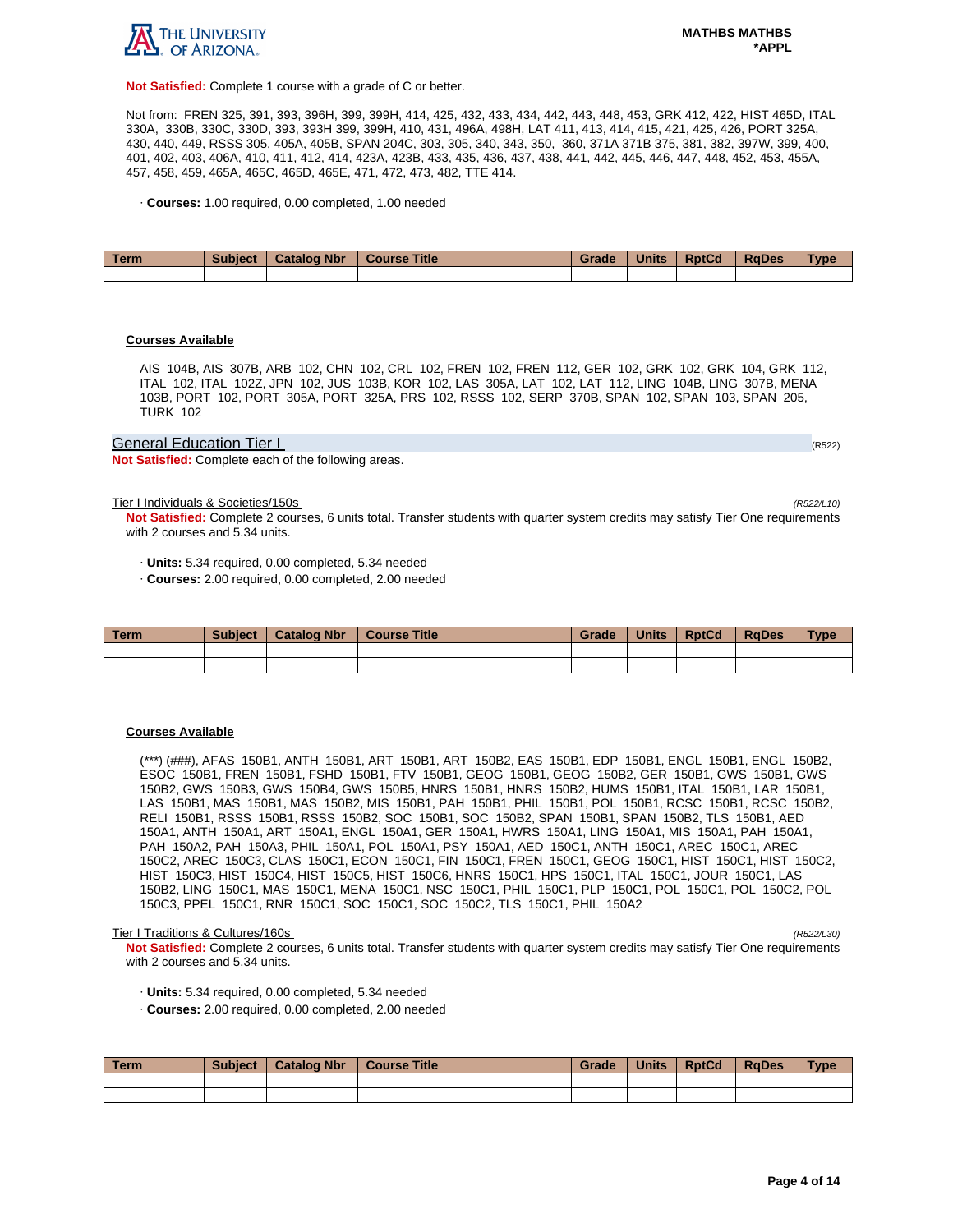**Not Satisfied:** Complete 1 course with a grade of C or better.

Not from: FREN 325, 391, 393, 396H, 399, 399H, 414, 425, 432, 433, 434, 442, 443, 448, 453, GRK 412, 422, HIST 465D, ITAL 330A, 330B, 330C, 330D, 393, 393H 399, 399H, 410, 431, 496A, 498H, LAT 411, 413, 414, 415, 421, 425, 426, PORT 325A, 430, 440, 449, RSSS 305, 405A, 405B, SPAN 204C, 303, 305, 340, 343, 350, 360, 371A 371B 375, 381, 382, 397W, 399, 400, 401, 402, 403, 406A, 410, 411, 412, 414, 423A, 423B, 433, 435, 436, 437, 438, 441, 442, 445, 446, 447, 448, 452, 453, 455A, 457, 458, 459, 465A, 465C, 465D, 465E, 471, 472, 473, 482, TTE 414.

· **Courses:** 1.00 required, 0.00 completed, 1.00 needed

| Term | Subject | Catalog Nbr | Course Title | Grade | Units | RptCd | RqDes | Type |
|---|---|---|---|---|---|---|---|---|
| | | | | | | | | |

**Courses Available**

AIS 104B, AIS 307B, ARB 102, CHN 102, CRL 102, FREN 102, FREN 112, GER 102, GRK 102, GRK 104, GRK 112, ITAL 102, ITAL 102Z, JPN 102, JUS 103B, KOR 102, LAS 305A, LAT 102, LAT 112, LING 104B, LING 307B, MENA 103B, PORT 102, PORT 305A, PORT 325A, PRS 102, RSSS 102, SERP 370B, SPAN 102, SPAN 103, SPAN 205, TURK 102

## General Education Tier I (R522)

**Not Satisfied:** Complete each of the following areas.

### Tier I Individuals & Societies/150s (R522/L10)

**Not Satisfied:** Complete 2 courses, 6 units total. Transfer students with quarter system credits may satisfy Tier One requirements with 2 courses and 5.34 units.

· **Units:** 5.34 required, 0.00 completed, 5.34 needed
· **Courses:** 2.00 required, 0.00 completed, 2.00 needed

| Term | Subject | Catalog Nbr | Course Title | Grade | Units | RptCd | RqDes | Type |
|---|---|---|---|---|---|---|---|---|
| | | | | | | | | |
| | | | | | | | | |

**Courses Available**

(***) (###), AFAS 150B1, ANTH 150B1, ART 150B1, ART 150B2, EAS 150B1, EDP 150B1, ENGL 150B1, ENGL 150B2, ESOC 150B1, FREN 150B1, FSHD 150B1, FTV 150B1, GEOG 150B1, GEOG 150B2, GER 150B1, GWS 150B1, GWS 150B2, GWS 150B3, GWS 150B4, GWS 150B5, HNRS 150B1, HNRS 150B2, HUMS 150B1, ITAL 150B1, LAR 150B1, LAS 150B1, MAS 150B1, MAS 150B2, MIS 150B1, PAH 150B1, PHIL 150B1, POL 150B1, RCSC 150B1, RCSC 150B2, RELI 150B1, RSSS 150B1, RSSS 150B2, SOC 150B1, SOC 150B2, SPAN 150B1, SPAN 150B2, TLS 150B1, AED 150A1, ANTH 150A1, ART 150A1, ENGL 150A1, GER 150A1, HWRS 150A1, LING 150A1, MIS 150A1, PAH 150A1, PAH 150A2, PAH 150A3, PHIL 150A1, POL 150A1, PSY 150A1, AED 150C1, ANTH 150C1, AREC 150C1, AREC 150C2, AREC 150C3, CLAS 150C1, ECON 150C1, FIN 150C1, FREN 150C1, GEOG 150C1, HIST 150C1, HIST 150C2, HIST 150C3, HIST 150C4, HIST 150C5, HIST 150C6, HNRS 150C1, HPS 150C1, ITAL 150C1, JOUR 150C1, LAS 150B2, LING 150C1, MAS 150C1, MENA 150C1, NSC 150C1, PHIL 150C1, PLP 150C1, POL 150C1, POL 150C2, POL 150C3, PPEL 150C1, RNR 150C1, SOC 150C1, SOC 150C2, TLS 150C1, PHIL 150A2

### Tier I Traditions & Cultures/160s (R522/L30)

**Not Satisfied:** Complete 2 courses, 6 units total. Transfer students with quarter system credits may satisfy Tier One requirements with 2 courses and 5.34 units.

· **Units:** 5.34 required, 0.00 completed, 5.34 needed
· **Courses:** 2.00 required, 0.00 completed, 2.00 needed

| Term | Subject | Catalog Nbr | Course Title | Grade | Units | RptCd | RqDes | Type |
|---|---|---|---|---|---|---|---|---|
| | | | | | | | | |
| | | | | | | | | |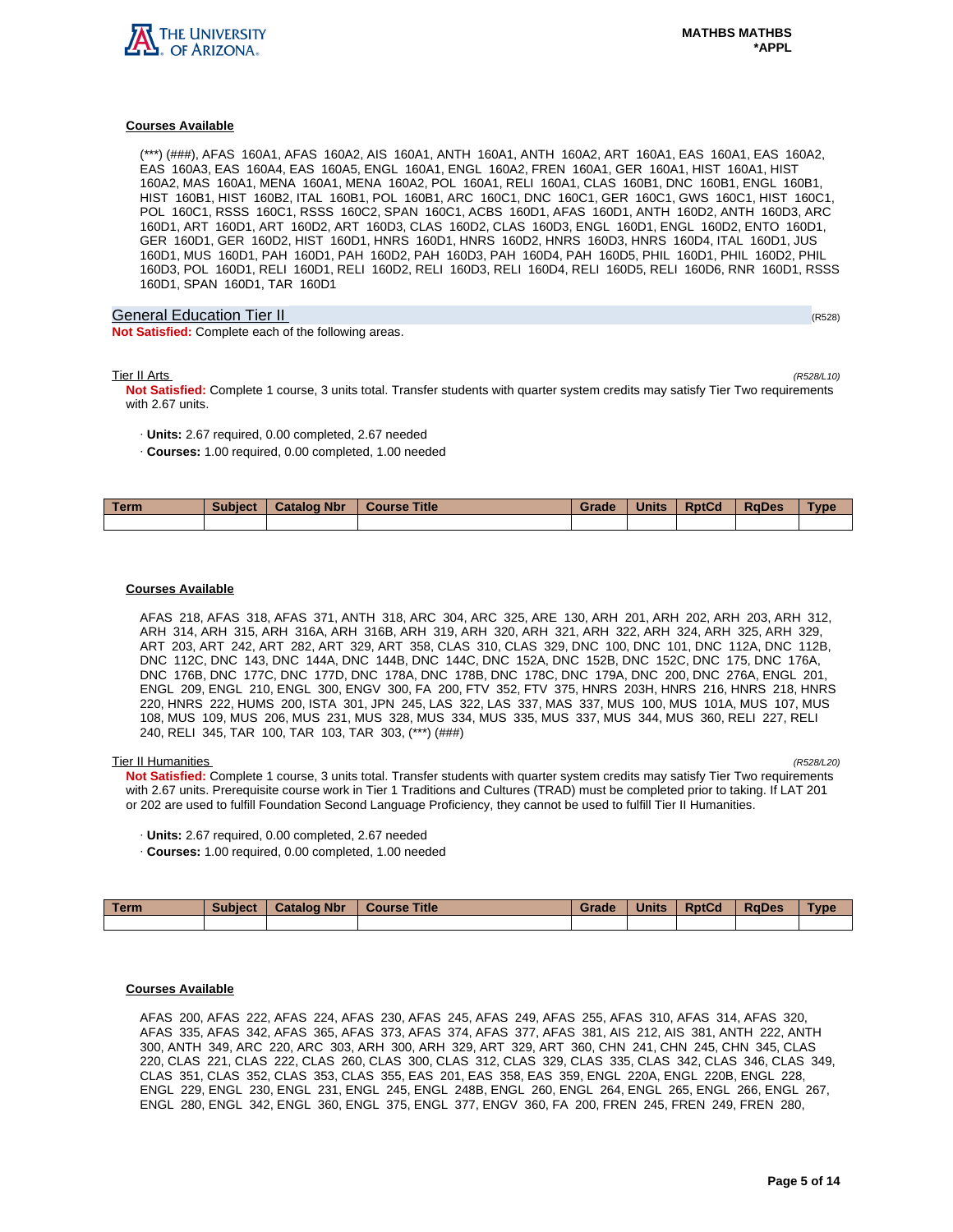#### Courses Available

(***) (###), AFAS 160A1, AFAS 160A2, AIS 160A1, ANTH 160A1, ANTH 160A2, ART 160A1, EAS 160A1, EAS 160A2, EAS 160A3, EAS 160A4, EAS 160A5, ENGL 160A1, ENGL 160A2, FREN 160A1, GER 160A1, HIST 160A1, HIST 160A2, MAS 160A1, MENA 160A1, MENA 160A2, POL 160A1, RELI 160A1, CLAS 160B1, DNC 160B1, ENGL 160B1, HIST 160B1, HIST 160B2, ITAL 160B1, POL 160B1, ARC 160C1, DNC 160C1, GER 160C1, GWS 160C1, HIST 160C1, POL 160C1, RSSS 160C1, RSSS 160C2, SPAN 160C1, ACBS 160D1, AFAS 160D1, ANTH 160D2, ANTH 160D3, ARC 160D1, ART 160D1, ART 160D2, ART 160D3, CLAS 160D2, CLAS 160D3, ENGL 160D1, ENGL 160D2, ENTO 160D1, GER 160D1, GER 160D2, HIST 160D1, HNRS 160D1, HNRS 160D2, HNRS 160D3, HNRS 160D4, ITAL 160D1, JUS 160D1, MUS 160D1, PAH 160D1, PAH 160D2, PAH 160D3, PAH 160D4, PAH 160D5, PHIL 160D1, PHIL 160D2, PHIL 160D3, POL 160D1, RELI 160D1, RELI 160D2, RELI 160D3, RELI 160D4, RELI 160D5, RELI 160D6, RNR 160D1, RSSS 160D1, SPAN 160D1, TAR 160D1

## General Education Tier II

(R528)

**Not Satisfied:** Complete each of the following areas.

### Tier II Arts

*(R528/L10)*

**Not Satisfied:** Complete 1 course, 3 units total. Transfer students with quarter system credits may satisfy Tier Two requirements with 2.67 units.

- **Units:** 2.67 required, 0.00 completed, 2.67 needed
- **Courses:** 1.00 required, 0.00 completed, 1.00 needed

| Term | Subject | Catalog Nbr | Course Title | Grade | Units | RptCd | RqDes | Type |
|---|---|---|---|---|---|---|---|---|
| | | | | | | | | |

#### Courses Available

AFAS 218, AFAS 318, AFAS 371, ANTH 318, ARC 304, ARC 325, ARE 130, ARH 201, ARH 202, ARH 203, ARH 312, ARH 314, ARH 315, ARH 316A, ARH 316B, ARH 319, ARH 320, ARH 321, ARH 322, ARH 324, ARH 325, ARH 329, ART 203, ART 242, ART 282, ART 329, ART 358, CLAS 310, CLAS 329, DNC 100, DNC 101, DNC 112A, DNC 112B, DNC 112C, DNC 143, DNC 144A, DNC 144B, DNC 144C, DNC 152A, DNC 152B, DNC 152C, DNC 175, DNC 176A, DNC 176B, DNC 177C, DNC 177D, DNC 178A, DNC 178B, DNC 178C, DNC 179A, DNC 200, DNC 276A, ENGL 201, ENGL 209, ENGL 210, ENGL 300, ENGV 300, FA 200, FTV 352, FTV 375, HNRS 203H, HNRS 216, HNRS 218, HNRS 220, HNRS 222, HUMS 200, ISTA 301, JPN 245, LAS 322, LAS 337, MAS 337, MUS 100, MUS 101A, MUS 107, MUS 108, MUS 109, MUS 206, MUS 231, MUS 328, MUS 334, MUS 335, MUS 337, MUS 344, MUS 360, RELI 227, RELI 240, RELI 345, TAR 100, TAR 103, TAR 303, (***) (###)

### Tier II Humanities

*(R528/L20)*

**Not Satisfied:** Complete 1 course, 3 units total. Transfer students with quarter system credits may satisfy Tier Two requirements with 2.67 units. Prerequisite course work in Tier 1 Traditions and Cultures (TRAD) must be completed prior to taking. If LAT 201 or 202 are used to fulfill Foundation Second Language Proficiency, they cannot be used to fulfill Tier II Humanities.

- **Units:** 2.67 required, 0.00 completed, 2.67 needed
- **Courses:** 1.00 required, 0.00 completed, 1.00 needed

| Term | Subject | Catalog Nbr | Course Title | Grade | Units | RptCd | RqDes | Type |
|---|---|---|---|---|---|---|---|---|
| | | | | | | | | |

#### Courses Available

AFAS 200, AFAS 222, AFAS 224, AFAS 230, AFAS 245, AFAS 249, AFAS 255, AFAS 310, AFAS 314, AFAS 320, AFAS 335, AFAS 342, AFAS 365, AFAS 373, AFAS 374, AFAS 377, AFAS 381, AIS 212, AIS 381, ANTH 222, ANTH 300, ANTH 349, ARC 220, ARC 303, ARH 300, ARH 329, ART 329, ART 360, CHN 241, CHN 245, CHN 345, CLAS 220, CLAS 221, CLAS 222, CLAS 260, CLAS 300, CLAS 312, CLAS 329, CLAS 335, CLAS 342, CLAS 346, CLAS 349, CLAS 351, CLAS 352, CLAS 353, CLAS 355, EAS 201, EAS 358, EAS 359, ENGL 220A, ENGL 220B, ENGL 228, ENGL 229, ENGL 230, ENGL 231, ENGL 245, ENGL 248B, ENGL 260, ENGL 264, ENGL 265, ENGL 266, ENGL 267, ENGL 280, ENGL 342, ENGL 360, ENGL 375, ENGL 377, ENGV 360, FA 200, FREN 245, FREN 249, FREN 280,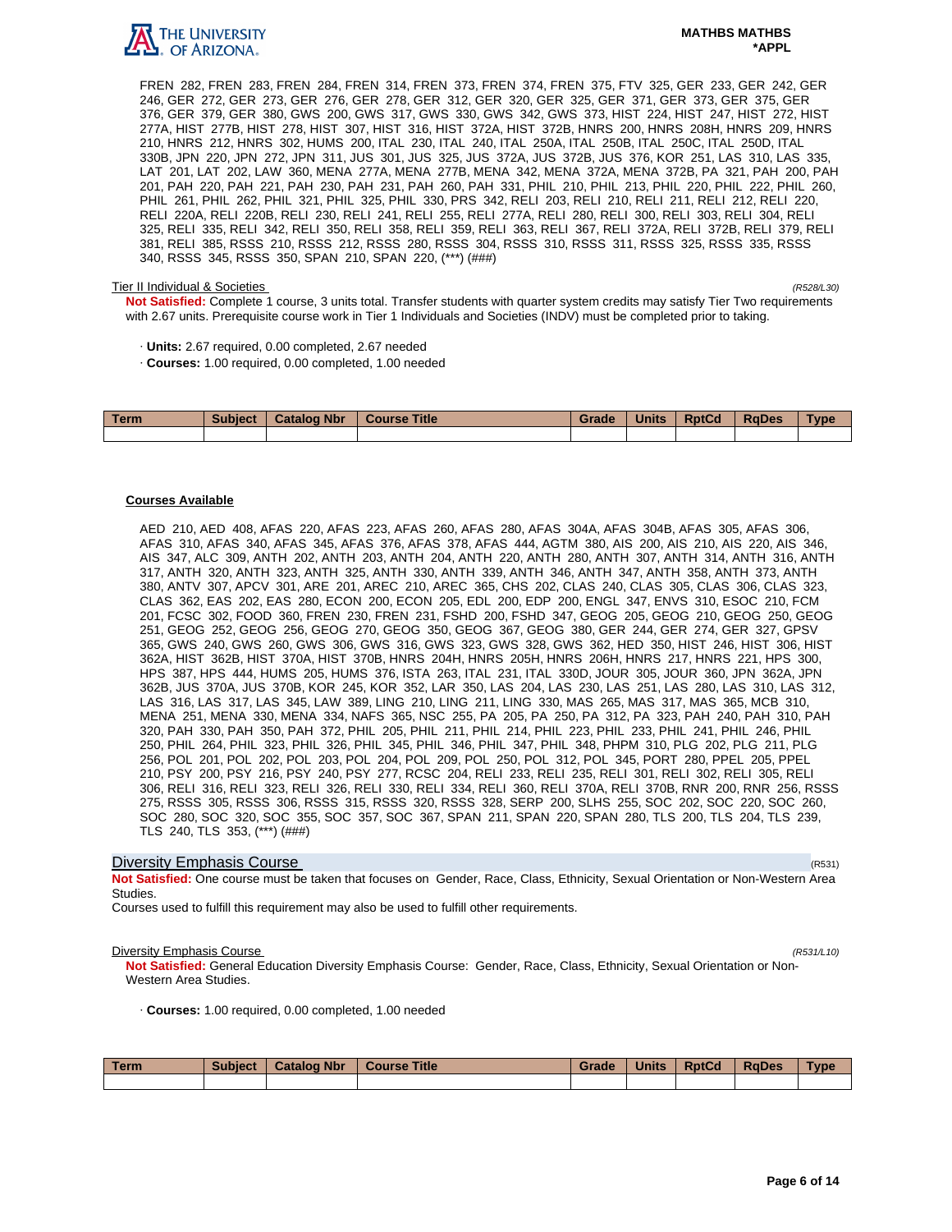FREN 282, FREN 283, FREN 284, FREN 314, FREN 373, FREN 374, FREN 375, FTV 325, GER 233, GER 242, GER 246, GER 272, GER 273, GER 276, GER 278, GER 312, GER 320, GER 325, GER 371, GER 373, GER 375, GER 376, GER 379, GER 380, GWS 200, GWS 317, GWS 330, GWS 342, GWS 373, HIST 224, HIST 247, HIST 272, HIST 277A, HIST 277B, HIST 278, HIST 307, HIST 316, HIST 372A, HIST 372B, HNRS 200, HNRS 208H, HNRS 209, HNRS 210, HNRS 212, HNRS 302, HUMS 200, ITAL 230, ITAL 240, ITAL 250A, ITAL 250B, ITAL 250C, ITAL 250D, ITAL 330B, JPN 220, JPN 272, JPN 311, JUS 301, JUS 325, JUS 372A, JUS 372B, JUS 376, KOR 251, LAS 310, LAS 335, LAT 201, LAT 202, LAW 360, MENA 277A, MENA 277B, MENA 342, MENA 372A, MENA 372B, PA 321, PAH 200, PAH 201, PAH 220, PAH 221, PAH 230, PAH 231, PAH 260, PAH 331, PHIL 210, PHIL 213, PHIL 220, PHIL 222, PHIL 260, PHIL 261, PHIL 262, PHIL 321, PHIL 325, PHIL 330, PRS 342, RELI 203, RELI 210, RELI 211, RELI 212, RELI 220, RELI 220A, RELI 220B, RELI 230, RELI 241, RELI 255, RELI 277A, RELI 280, RELI 300, RELI 303, RELI 304, RELI 325, RELI 335, RELI 342, RELI 350, RELI 358, RELI 359, RELI 363, RELI 367, RELI 372A, RELI 372B, RELI 379, RELI 381, RELI 385, RSSS 210, RSSS 212, RSSS 280, RSSS 304, RSSS 310, RSSS 311, RSSS 325, RSSS 335, RSSS 340, RSSS 345, RSSS 350, SPAN 210, SPAN 220, (***) (###)

Tier II Individual & Societies *(R528/L30)*

**Not Satisfied:** Complete 1 course, 3 units total. Transfer students with quarter system credits may satisfy Tier Two requirements with 2.67 units. Prerequisite course work in Tier 1 Individuals and Societies (INDV) must be completed prior to taking.

· **Units:** 2.67 required, 0.00 completed, 2.67 needed

· **Courses:** 1.00 required, 0.00 completed, 1.00 needed

| Term | Subject | Catalog Nbr | Course Title | Grade | Units | RptCd | RqDes | Type |
|---|---|---|---|---|---|---|---|---|
| | | | | | | | | |

**Courses Available**

AED 210, AED 408, AFAS 220, AFAS 223, AFAS 260, AFAS 280, AFAS 304A, AFAS 304B, AFAS 305, AFAS 306, AFAS 310, AFAS 340, AFAS 345, AFAS 376, AFAS 378, AFAS 444, AGTM 380, AIS 200, AIS 210, AIS 220, AIS 346, AIS 347, ALC 309, ANTH 202, ANTH 203, ANTH 204, ANTH 220, ANTH 280, ANTH 307, ANTH 314, ANTH 316, ANTH 317, ANTH 320, ANTH 323, ANTH 325, ANTH 330, ANTH 339, ANTH 346, ANTH 347, ANTH 358, ANTH 373, ANTH 380, ANTV 307, APCV 301, ARE 201, AREC 210, AREC 365, CHS 202, CLAS 240, CLAS 305, CLAS 306, CLAS 323, CLAS 362, EAS 202, EAS 280, ECON 200, ECON 205, EDL 200, EDP 200, ENGL 347, ENVS 310, ESOC 210, FCM 201, FCSC 302, FOOD 360, FREN 230, FREN 231, FSHD 200, FSHD 347, GEOG 205, GEOG 210, GEOG 250, GEOG 251, GEOG 252, GEOG 256, GEOG 270, GEOG 350, GEOG 367, GEOG 380, GER 244, GER 274, GER 327, GPSV 365, GWS 240, GWS 260, GWS 306, GWS 316, GWS 323, GWS 328, GWS 362, HED 350, HIST 246, HIST 306, HIST 362A, HIST 362B, HIST 370A, HIST 370B, HNRS 204H, HNRS 205H, HNRS 206H, HNRS 217, HNRS 221, HPS 300, HPS 387, HPS 444, HUMS 205, HUMS 376, ISTA 263, ITAL 231, ITAL 330D, JOUR 305, JOUR 360, JPN 362A, JPN 362B, JUS 370A, JUS 370B, KOR 245, KOR 352, LAR 350, LAS 204, LAS 230, LAS 251, LAS 280, LAS 310, LAS 312, LAS 316, LAS 317, LAS 345, LAW 389, LING 210, LING 211, LING 330, MAS 265, MAS 317, MAS 365, MCB 310, MENA 251, MENA 330, MENA 334, NAFS 365, NSC 255, PA 205, PA 250, PA 312, PA 323, PAH 240, PAH 310, PAH 320, PAH 330, PAH 350, PAH 372, PHIL 205, PHIL 211, PHIL 214, PHIL 223, PHIL 233, PHIL 241, PHIL 246, PHIL 250, PHIL 264, PHIL 323, PHIL 326, PHIL 345, PHIL 346, PHIL 347, PHIL 348, PHPM 310, PLG 202, PLG 211, PLG 256, POL 201, POL 202, POL 203, POL 204, POL 209, POL 250, POL 312, POL 345, PORT 280, PPEL 205, PPEL 210, PSY 200, PSY 216, PSY 240, PSY 277, RCSC 204, RELI 233, RELI 235, RELI 301, RELI 302, RELI 305, RELI 306, RELI 316, RELI 323, RELI 326, RELI 330, RELI 334, RELI 360, RELI 370A, RELI 370B, RNR 200, RNR 256, RSSS 275, RSSS 305, RSSS 306, RSSS 315, RSSS 320, RSSS 328, SERP 200, SLHS 255, SOC 202, SOC 220, SOC 260, SOC 280, SOC 320, SOC 355, SOC 357, SOC 367, SPAN 211, SPAN 220, SPAN 280, TLS 200, TLS 204, TLS 239, TLS 240, TLS 353, (***) (###)

## Diversity Emphasis Course (R531)

**Not Satisfied:** One course must be taken that focuses on Gender, Race, Class, Ethnicity, Sexual Orientation or Non-Western Area Studies.
Courses used to fulfill this requirement may also be used to fulfill other requirements.

Diversity Emphasis Course *(R531/L10)*

**Not Satisfied:** General Education Diversity Emphasis Course: Gender, Race, Class, Ethnicity, Sexual Orientation or Non-Western Area Studies.

· **Courses:** 1.00 required, 0.00 completed, 1.00 needed

| Term | Subject | Catalog Nbr | Course Title | Grade | Units | RptCd | RqDes | Type |
|---|---|---|---|---|---|---|---|---|
| | | | | | | | | |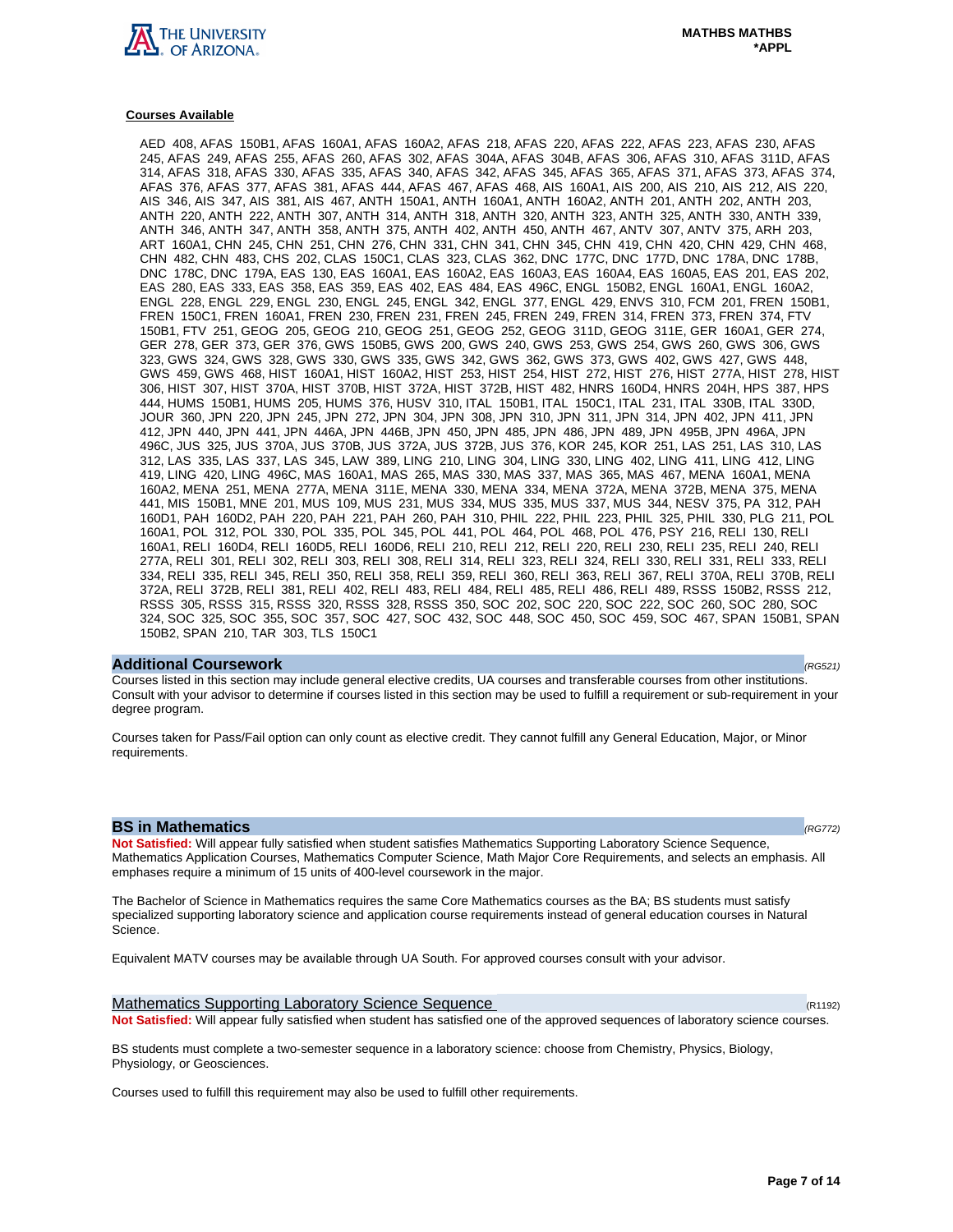**Courses Available**

AED 408, AFAS 150B1, AFAS 160A1, AFAS 160A2, AFAS 218, AFAS 220, AFAS 222, AFAS 223, AFAS 230, AFAS 245, AFAS 249, AFAS 255, AFAS 260, AFAS 302, AFAS 304A, AFAS 304B, AFAS 306, AFAS 310, AFAS 311D, AFAS 314, AFAS 318, AFAS 330, AFAS 335, AFAS 340, AFAS 342, AFAS 345, AFAS 365, AFAS 371, AFAS 373, AFAS 374, AFAS 376, AFAS 377, AFAS 381, AFAS 444, AFAS 467, AFAS 468, AIS 160A1, AIS 200, AIS 210, AIS 212, AIS 220, AIS 346, AIS 347, AIS 381, AIS 467, ANTH 150A1, ANTH 160A1, ANTH 160A2, ANTH 201, ANTH 202, ANTH 203, ANTH 220, ANTH 222, ANTH 307, ANTH 314, ANTH 318, ANTH 320, ANTH 323, ANTH 325, ANTH 330, ANTH 339, ANTH 346, ANTH 347, ANTH 358, ANTH 375, ANTH 402, ANTH 450, ANTH 467, ANTV 307, ANTV 375, ARH 203, ART 160A1, CHN 245, CHN 251, CHN 276, CHN 331, CHN 341, CHN 345, CHN 419, CHN 420, CHN 429, CHN 468, CHN 482, CHN 483, CHS 202, CLAS 150C1, CLAS 323, CLAS 362, DNC 177C, DNC 177D, DNC 178A, DNC 178B, DNC 178C, DNC 179A, EAS 130, EAS 160A1, EAS 160A2, EAS 160A3, EAS 160A4, EAS 160A5, EAS 201, EAS 202, EAS 280, EAS 333, EAS 358, EAS 359, EAS 402, EAS 484, EAS 496C, ENGL 150B2, ENGL 160A1, ENGL 160A2, ENGL 228, ENGL 229, ENGL 230, ENGL 245, ENGL 342, ENGL 377, ENGL 429, ENVS 310, FCM 201, FREN 150B1, FREN 150C1, FREN 160A1, FREN 230, FREN 231, FREN 245, FREN 249, FREN 314, FREN 373, FREN 374, FTV 150B1, FTV 251, GEOG 205, GEOG 210, GEOG 251, GEOG 252, GEOG 311D, GEOG 311E, GER 160A1, GER 274, GER 278, GER 373, GER 376, GWS 150B5, GWS 200, GWS 240, GWS 253, GWS 254, GWS 260, GWS 306, GWS 323, GWS 324, GWS 328, GWS 330, GWS 335, GWS 342, GWS 362, GWS 373, GWS 402, GWS 427, GWS 448, GWS 459, GWS 468, HIST 160A1, HIST 160A2, HIST 253, HIST 254, HIST 272, HIST 276, HIST 277A, HIST 278, HIST 306, HIST 307, HIST 370A, HIST 370B, HIST 372A, HIST 372B, HIST 482, HNRS 160D4, HNRS 204H, HPS 387, HPS 444, HUMS 150B1, HUMS 205, HUMS 376, HUSV 310, ITAL 150B1, ITAL 150C1, ITAL 231, ITAL 330B, ITAL 330D, JOUR 360, JPN 220, JPN 245, JPN 272, JPN 304, JPN 308, JPN 310, JPN 311, JPN 314, JPN 402, JPN 411, JPN 412, JPN 440, JPN 441, JPN 446A, JPN 446B, JPN 450, JPN 485, JPN 486, JPN 489, JPN 495B, JPN 496A, JPN 496C, JUS 325, JUS 370A, JUS 370B, JUS 372A, JUS 372B, JUS 376, KOR 245, KOR 251, LAS 251, LAS 310, LAS 312, LAS 335, LAS 337, LAS 345, LAW 389, LING 210, LING 304, LING 330, LING 402, LING 411, LING 412, LING 419, LING 420, LING 496C, MAS 160A1, MAS 265, MAS 330, MAS 337, MAS 365, MAS 467, MENA 160A1, MENA 160A2, MENA 251, MENA 277A, MENA 311E, MENA 330, MENA 334, MENA 372A, MENA 372B, MENA 375, MENA 441, MIS 150B1, MNE 201, MUS 109, MUS 231, MUS 334, MUS 335, MUS 337, MUS 344, NESV 375, PA 312, PAH 160D1, PAH 160D2, PAH 220, PAH 221, PAH 260, PAH 310, PHIL 222, PHIL 223, PHIL 325, PHIL 330, PLG 211, POL 160A1, POL 312, POL 330, POL 335, POL 345, POL 441, POL 464, POL 468, POL 476, PSY 216, RELI 130, RELI 160A1, RELI 160D4, RELI 160D5, RELI 160D6, RELI 210, RELI 212, RELI 220, RELI 230, RELI 235, RELI 240, RELI 277A, RELI 301, RELI 302, RELI 303, RELI 308, RELI 314, RELI 323, RELI 324, RELI 330, RELI 331, RELI 333, RELI 334, RELI 335, RELI 345, RELI 350, RELI 358, RELI 359, RELI 360, RELI 363, RELI 367, RELI 370A, RELI 370B, RELI 372A, RELI 372B, RELI 381, RELI 402, RELI 483, RELI 484, RELI 485, RELI 486, RELI 489, RSSS 150B2, RSSS 212, RSSS 305, RSSS 315, RSSS 320, RSSS 328, RSSS 350, SOC 202, SOC 220, SOC 222, SOC 260, SOC 280, SOC 324, SOC 325, SOC 355, SOC 357, SOC 427, SOC 432, SOC 448, SOC 450, SOC 459, SOC 467, SPAN 150B1, SPAN 150B2, SPAN 210, TAR 303, TLS 150C1

## Additional Coursework *(RG521)*

Courses listed in this section may include general elective credits, UA courses and transferable courses from other institutions. Consult with your advisor to determine if courses listed in this section may be used to fulfill a requirement or sub-requirement in your degree program.

Courses taken for Pass/Fail option can only count as elective credit. They cannot fulfill any General Education, Major, or Minor requirements.

## BS in Mathematics *(RG772)*

**Not Satisfied:** Will appear fully satisfied when student satisfies Mathematics Supporting Laboratory Science Sequence, Mathematics Application Courses, Mathematics Computer Science, Math Major Core Requirements, and selects an emphasis. All emphases require a minimum of 15 units of 400-level coursework in the major.

The Bachelor of Science in Mathematics requires the same Core Mathematics courses as the BA; BS students must satisfy specialized supporting laboratory science and application course requirements instead of general education courses in Natural Science.

Equivalent MATV courses may be available through UA South. For approved courses consult with your advisor.

### Mathematics Supporting Laboratory Science Sequence (R1192)

**Not Satisfied:** Will appear fully satisfied when student has satisfied one of the approved sequences of laboratory science courses.

BS students must complete a two-semester sequence in a laboratory science: choose from Chemistry, Physics, Biology, Physiology, or Geosciences.

Courses used to fulfill this requirement may also be used to fulfill other requirements.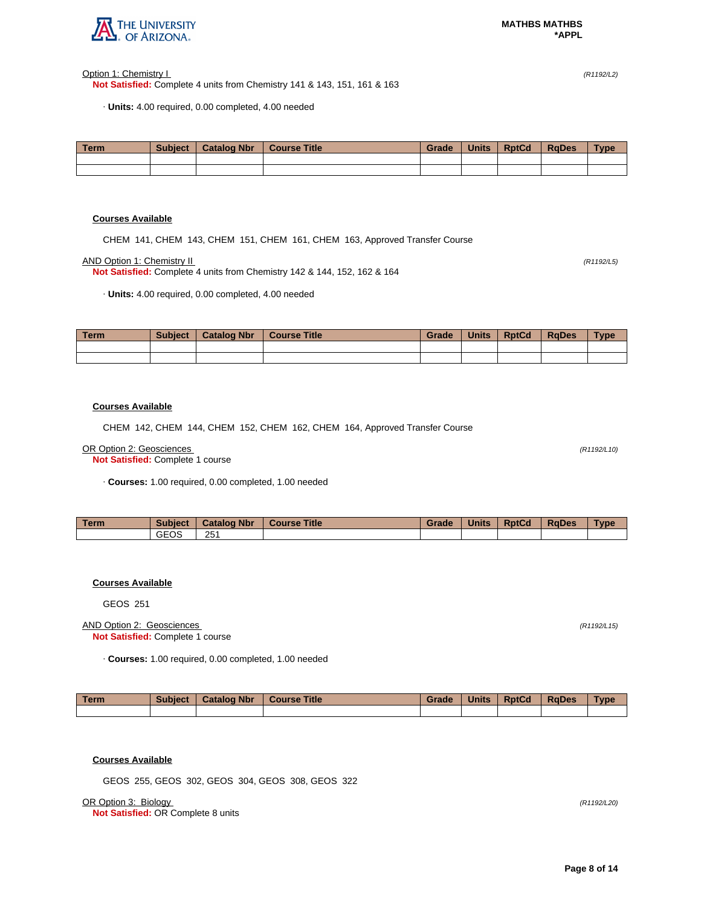Option 1: Chemistry I *(R1192/L2)*

**Not Satisfied:** Complete 4 units from Chemistry 141 & 143, 151, 161 & 163

· **Units:** 4.00 required, 0.00 completed, 4.00 needed

| Term | Subject | Catalog Nbr | Course Title | Grade | Units | RptCd | RqDes | Type |
|---|---|---|---|---|---|---|---|---|
| | | | | | | | | |
| | | | | | | | | |

**Courses Available**

CHEM 141, CHEM 143, CHEM 151, CHEM 161, CHEM 163, Approved Transfer Course

AND Option 1: Chemistry II *(R1192/L5)*

**Not Satisfied:** Complete 4 units from Chemistry 142 & 144, 152, 162 & 164

· **Units:** 4.00 required, 0.00 completed, 4.00 needed

| Term | Subject | Catalog Nbr | Course Title | Grade | Units | RptCd | RqDes | Type |
|---|---|---|---|---|---|---|---|---|
| | | | | | | | | |
| | | | | | | | | |

**Courses Available**

CHEM 142, CHEM 144, CHEM 152, CHEM 162, CHEM 164, Approved Transfer Course

OR Option 2: Geosciences *(R1192/L10)*

**Not Satisfied:** Complete 1 course

· **Courses:** 1.00 required, 0.00 completed, 1.00 needed

| Term | Subject | Catalog Nbr | Course Title | Grade | Units | RptCd | RqDes | Type |
|---|---|---|---|---|---|---|---|---|
| | GEOS | 251 | | | | | | |

**Courses Available**

GEOS 251

AND Option 2: Geosciences *(R1192/L15)*

**Not Satisfied:** Complete 1 course

· **Courses:** 1.00 required, 0.00 completed, 1.00 needed

| Term | Subject | Catalog Nbr | Course Title | Grade | Units | RptCd | RqDes | Type |
|---|---|---|---|---|---|---|---|---|
| | | | | | | | | |

**Courses Available**

GEOS 255, GEOS 302, GEOS 304, GEOS 308, GEOS 322

OR Option 3: Biology *(R1192/L20)*

**Not Satisfied:** OR Complete 8 units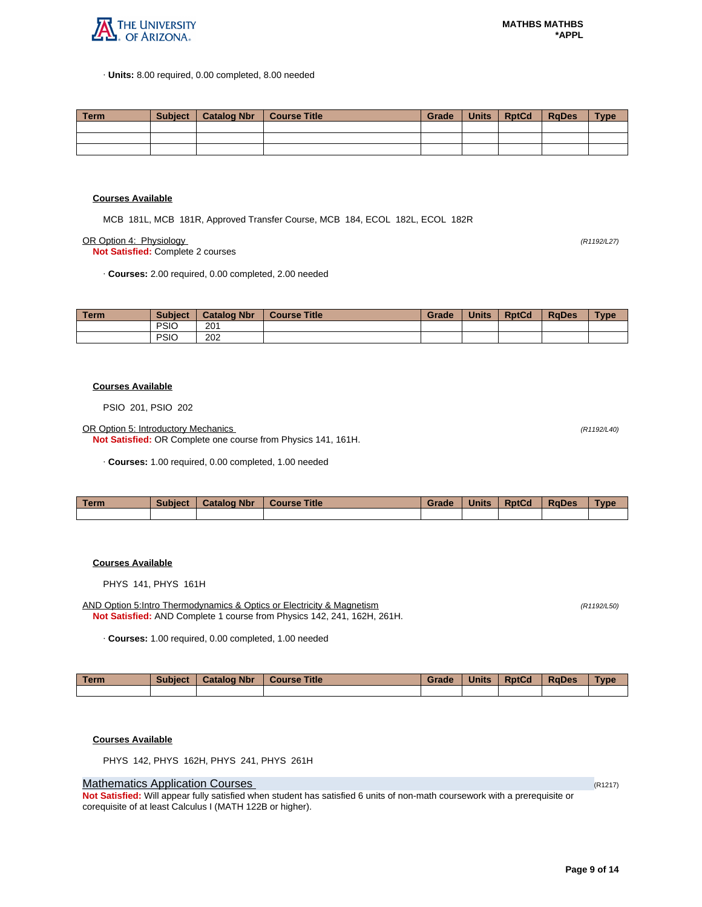· **Units:** 8.00 required, 0.00 completed, 8.00 needed

| Term | Subject | Catalog Nbr | Course Title | Grade | Units | RptCd | RqDes | Type |
|---|---|---|---|---|---|---|---|---|
| | | | | | | | | |
| | | | | | | | | |
| | | | | | | | | |

**Courses Available**

MCB 181L, MCB 181R, Approved Transfer Course, MCB 184, ECOL 182L, ECOL 182R

OR Option 4: Physiology *(R1192/L27)*
**Not Satisfied:** Complete 2 courses

· **Courses:** 2.00 required, 0.00 completed, 2.00 needed

| Term | Subject | Catalog Nbr | Course Title | Grade | Units | RptCd | RqDes | Type |
|---|---|---|---|---|---|---|---|---|
| | PSIO | 201 | | | | | | |
| | PSIO | 202 | | | | | | |

**Courses Available**

PSIO 201, PSIO 202

OR Option 5: Introductory Mechanics *(R1192/L40)*
**Not Satisfied:** OR Complete one course from Physics 141, 161H.

· **Courses:** 1.00 required, 0.00 completed, 1.00 needed

| Term | Subject | Catalog Nbr | Course Title | Grade | Units | RptCd | RqDes | Type |
|---|---|---|---|---|---|---|---|---|
| | | | | | | | | |

**Courses Available**

PHYS 141, PHYS 161H

AND Option 5:Intro Thermodynamics & Optics or Electricity & Magnetism *(R1192/L50)*
**Not Satisfied:** AND Complete 1 course from Physics 142, 241, 162H, 261H.

· **Courses:** 1.00 required, 0.00 completed, 1.00 needed

| Term | Subject | Catalog Nbr | Course Title | Grade | Units | RptCd | RqDes | Type |
|---|---|---|---|---|---|---|---|---|
| | | | | | | | | |

**Courses Available**

PHYS 142, PHYS 162H, PHYS 241, PHYS 261H

## Mathematics Application Courses (R1217)

**Not Satisfied:** Will appear fully satisfied when student has satisfied 6 units of non-math coursework with a prerequisite or corequisite of at least Calculus I (MATH 122B or higher).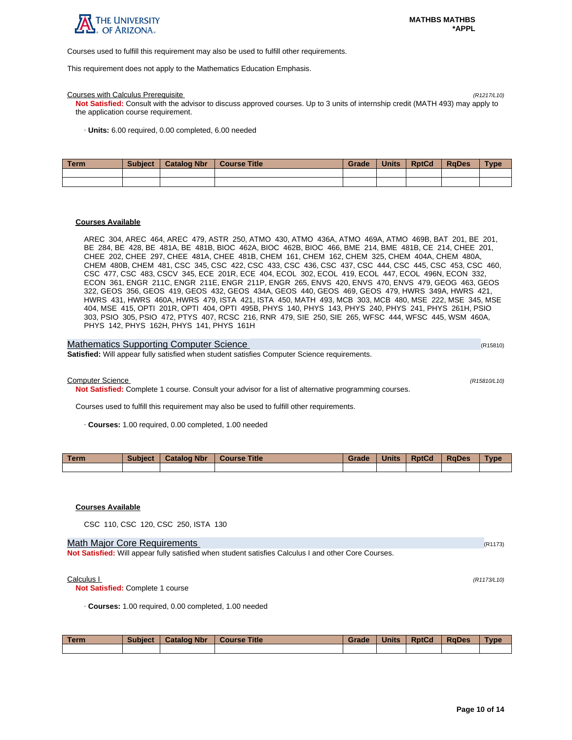Courses used to fulfill this requirement may also be used to fulfill other requirements.

This requirement does not apply to the Mathematics Education Emphasis.

Courses with Calculus Prerequisite *(R1217/L10)*

**Not Satisfied:** Consult with the advisor to discuss approved courses. Up to 3 units of internship credit (MATH 493) may apply to the application course requirement.

· **Units:** 6.00 required, 0.00 completed, 6.00 needed

| Term | Subject | Catalog Nbr | Course Title | Grade | Units | RptCd | RqDes | Type |
|---|---|---|---|---|---|---|---|---|
| | | | | | | | | |
| | | | | | | | | |

**Courses Available**

AREC 304, AREC 464, AREC 479, ASTR 250, ATMO 430, ATMO 436A, ATMO 469A, ATMO 469B, BAT 201, BE 201, BE 284, BE 428, BE 481A, BE 481B, BIOC 462A, BIOC 462B, BIOC 466, BME 214, BME 481B, CE 214, CHEE 201, CHEE 202, CHEE 297, CHEE 481A, CHEE 481B, CHEM 161, CHEM 162, CHEM 325, CHEM 404A, CHEM 480A, CHEM 480B, CHEM 481, CSC 345, CSC 422, CSC 433, CSC 436, CSC 437, CSC 444, CSC 445, CSC 453, CSC 460, CSC 477, CSC 483, CSCV 345, ECE 201R, ECE 404, ECOL 302, ECOL 419, ECOL 447, ECOL 496N, ECON 332, ECON 361, ENGR 211C, ENGR 211E, ENGR 211P, ENGR 265, ENVS 420, ENVS 470, ENVS 479, GEOG 463, GEOS 322, GEOS 356, GEOS 419, GEOS 432, GEOS 434A, GEOS 440, GEOS 469, GEOS 479, HWRS 349A, HWRS 421, HWRS 431, HWRS 460A, HWRS 479, ISTA 421, ISTA 450, MATH 493, MCB 303, MCB 480, MSE 222, MSE 345, MSE 404, MSE 415, OPTI 201R, OPTI 404, OPTI 495B, PHYS 140, PHYS 143, PHYS 240, PHYS 241, PHYS 261H, PSIO 303, PSIO 305, PSIO 472, PTYS 407, RCSC 216, RNR 479, SIE 250, SIE 265, WFSC 444, WFSC 445, WSM 460A, PHYS 142, PHYS 162H, PHYS 141, PHYS 161H

## Mathematics Supporting Computer Science (R15810)

**Satisfied:** Will appear fully satisfied when student satisfies Computer Science requirements.

Computer Science *(R15810/L10)*

**Not Satisfied:** Complete 1 course. Consult your advisor for a list of alternative programming courses.

Courses used to fulfill this requirement may also be used to fulfill other requirements.

· **Courses:** 1.00 required, 0.00 completed, 1.00 needed

| Term | Subject | Catalog Nbr | Course Title | Grade | Units | RptCd | RqDes | Type |
|---|---|---|---|---|---|---|---|---|
| | | | | | | | | |

**Courses Available**

CSC 110, CSC 120, CSC 250, ISTA 130

## Math Major Core Requirements (R1173)

**Not Satisfied:** Will appear fully satisfied when student satisfies Calculus I and other Core Courses.

Calculus I *(R1173/L10)*

**Not Satisfied:** Complete 1 course

· **Courses:** 1.00 required, 0.00 completed, 1.00 needed

| Term | Subject | Catalog Nbr | Course Title | Grade | Units | RptCd | RqDes | Type |
|---|---|---|---|---|---|---|---|---|
| | | | | | | | | |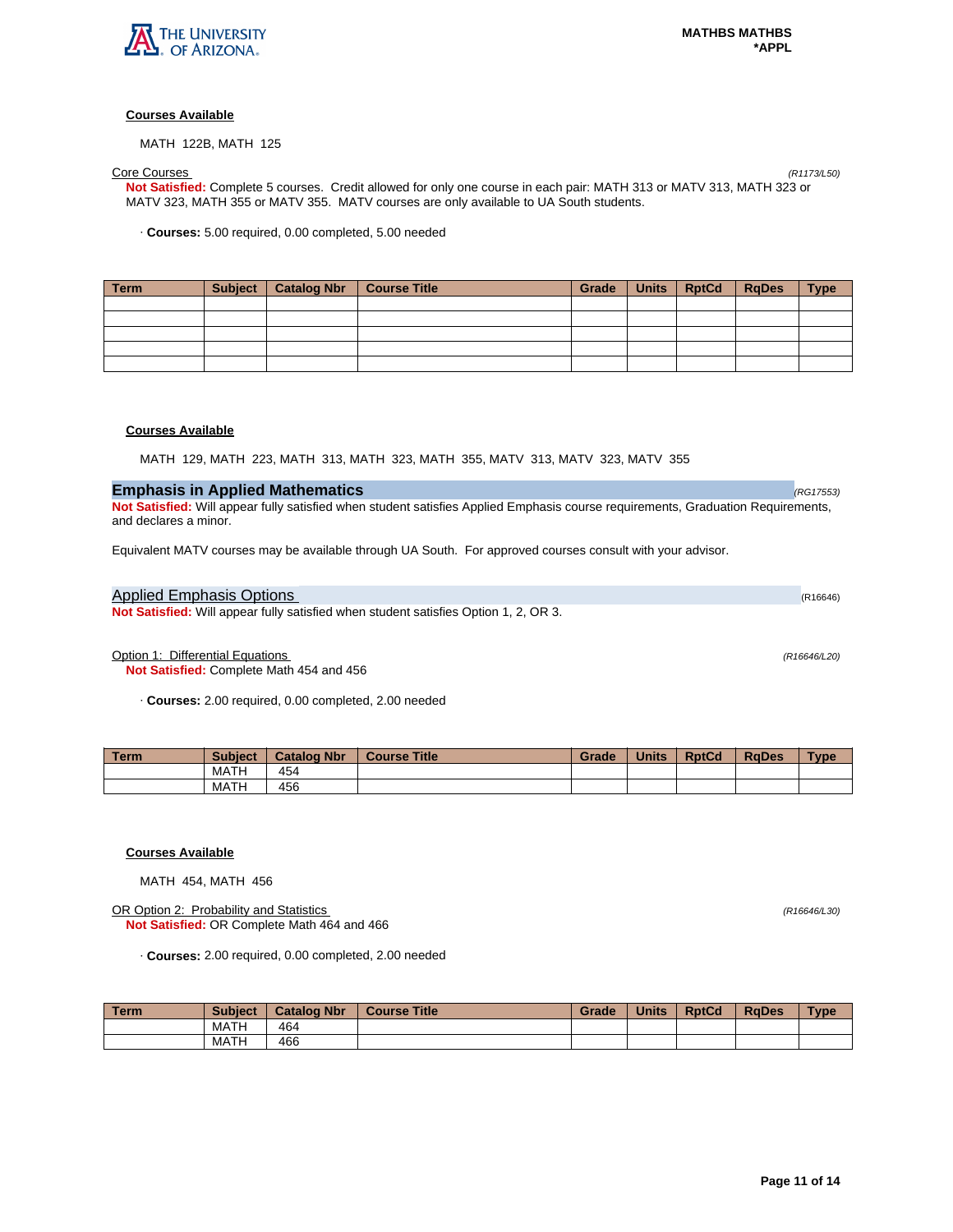**Courses Available**

MATH 122B, MATH 125

Core Courses *(R1173/L50)*

**Not Satisfied:** Complete 5 courses. Credit allowed for only one course in each pair: MATH 313 or MATV 313, MATH 323 or MATV 323, MATH 355 or MATV 355. MATV courses are only available to UA South students.

· **Courses:** 5.00 required, 0.00 completed, 5.00 needed

| Term | Subject | Catalog Nbr | Course Title | Grade | Units | RptCd | RqDes | Type |
|---|---|---|---|---|---|---|---|---|
| | | | | | | | | |
| | | | | | | | | |
| | | | | | | | | |
| | | | | | | | | |
| | | | | | | | | |

**Courses Available**

MATH 129, MATH 223, MATH 313, MATH 323, MATH 355, MATV 313, MATV 323, MATV 355

## Emphasis in Applied Mathematics *(RG17553)*

**Not Satisfied:** Will appear fully satisfied when student satisfies Applied Emphasis course requirements, Graduation Requirements, and declares a minor.

Equivalent MATV courses may be available through UA South. For approved courses consult with your advisor.

### Applied Emphasis Options (R16646)

**Not Satisfied:** Will appear fully satisfied when student satisfies Option 1, 2, OR 3.

Option 1: Differential Equations *(R16646/L20)*

**Not Satisfied:** Complete Math 454 and 456

· **Courses:** 2.00 required, 0.00 completed, 2.00 needed

| Term | Subject | Catalog Nbr | Course Title | Grade | Units | RptCd | RqDes | Type |
|---|---|---|---|---|---|---|---|---|
| | MATH | 454 | | | | | | |
| | MATH | 456 | | | | | | |

**Courses Available**

MATH 454, MATH 456

OR Option 2: Probability and Statistics *(R16646/L30)*

**Not Satisfied:** OR Complete Math 464 and 466

· **Courses:** 2.00 required, 0.00 completed, 2.00 needed

| Term | Subject | Catalog Nbr | Course Title | Grade | Units | RptCd | RqDes | Type |
|---|---|---|---|---|---|---|---|---|
| | MATH | 464 | | | | | | |
| | MATH | 466 | | | | | | |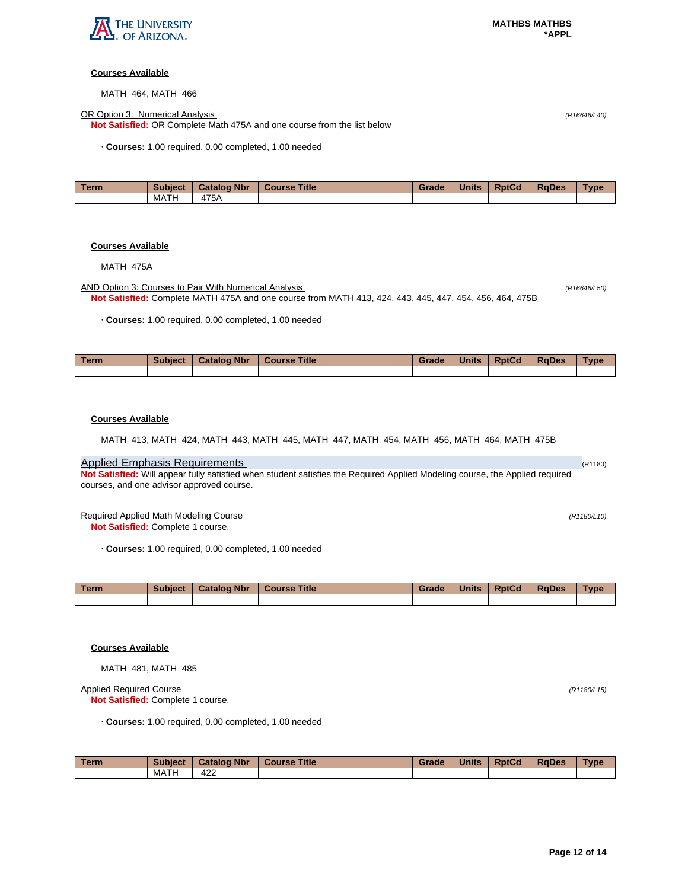**Courses Available**

MATH 464, MATH 466

OR Option 3: Numerical Analysis *(R16646/L40)*

**Not Satisfied:** OR Complete Math 475A and one course from the list below

· **Courses:** 1.00 required, 0.00 completed, 1.00 needed

| Term | Subject | Catalog Nbr | Course Title | Grade | Units | RptCd | RqDes | Type |
|---|---|---|---|---|---|---|---|---|
| | MATH | 475A | | | | | | |

**Courses Available**

MATH 475A

AND Option 3: Courses to Pair With Numerical Analysis *(R16646/L50)*

**Not Satisfied:** Complete MATH 475A and one course from MATH 413, 424, 443, 445, 447, 454, 456, 464, 475B

· **Courses:** 1.00 required, 0.00 completed, 1.00 needed

| Term | Subject | Catalog Nbr | Course Title | Grade | Units | RptCd | RqDes | Type |
|---|---|---|---|---|---|---|---|---|
| | | | | | | | | |

**Courses Available**

MATH 413, MATH 424, MATH 443, MATH 445, MATH 447, MATH 454, MATH 456, MATH 464, MATH 475B

## Applied Emphasis Requirements (R1180)

**Not Satisfied:** Will appear fully satisfied when student satisfies the Required Applied Modeling course, the Applied required courses, and one advisor approved course.

Required Applied Math Modeling Course *(R1180/L10)*

**Not Satisfied:** Complete 1 course.

· **Courses:** 1.00 required, 0.00 completed, 1.00 needed

| Term | Subject | Catalog Nbr | Course Title | Grade | Units | RptCd | RqDes | Type |
|---|---|---|---|---|---|---|---|---|
| | | | | | | | | |

**Courses Available**

MATH 481, MATH 485

Applied Required Course *(R1180/L15)*

**Not Satisfied:** Complete 1 course.

· **Courses:** 1.00 required, 0.00 completed, 1.00 needed

| Term | Subject | Catalog Nbr | Course Title | Grade | Units | RptCd | RqDes | Type |
|---|---|---|---|---|---|---|---|---|
| | MATH | 422 | | | | | | |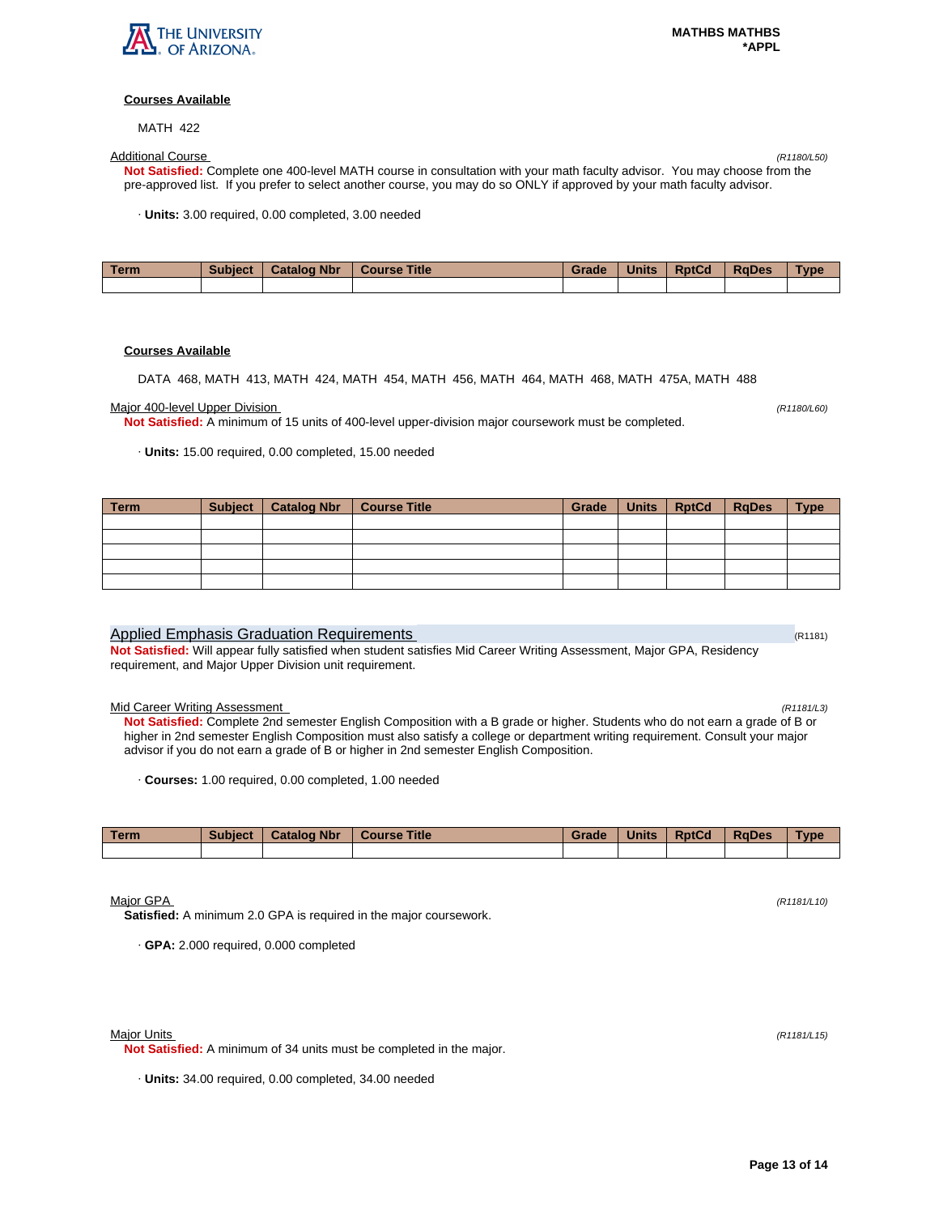**Courses Available**

MATH 422

Additional Course *(R1180/L50)*

**Not Satisfied:** Complete one 400-level MATH course in consultation with your math faculty advisor. You may choose from the pre-approved list. If you prefer to select another course, you may do so ONLY if approved by your math faculty advisor.

· **Units:** 3.00 required, 0.00 completed, 3.00 needed

| Term | Subject | Catalog Nbr | Course Title | Grade | Units | RptCd | RqDes | Type |
|---|---|---|---|---|---|---|---|---|
| | | | | | | | | |

**Courses Available**

DATA 468, MATH 413, MATH 424, MATH 454, MATH 456, MATH 464, MATH 468, MATH 475A, MATH 488

Major 400-level Upper Division *(R1180/L60)*

**Not Satisfied:** A minimum of 15 units of 400-level upper-division major coursework must be completed.

· **Units:** 15.00 required, 0.00 completed, 15.00 needed

| Term | Subject | Catalog Nbr | Course Title | Grade | Units | RptCd | RqDes | Type |
|---|---|---|---|---|---|---|---|---|
| | | | | | | | | |
| | | | | | | | | |
| | | | | | | | | |
| | | | | | | | | |
| | | | | | | | | |

## Applied Emphasis Graduation Requirements (R1181)

**Not Satisfied:** Will appear fully satisfied when student satisfies Mid Career Writing Assessment, Major GPA, Residency requirement, and Major Upper Division unit requirement.

Mid Career Writing Assessment *(R1181/L3)*

**Not Satisfied:** Complete 2nd semester English Composition with a B grade or higher. Students who do not earn a grade of B or higher in 2nd semester English Composition must also satisfy a college or department writing requirement. Consult your major advisor if you do not earn a grade of B or higher in 2nd semester English Composition.

· **Courses:** 1.00 required, 0.00 completed, 1.00 needed

| Term | Subject | Catalog Nbr | Course Title | Grade | Units | RptCd | RqDes | Type |
|---|---|---|---|---|---|---|---|---|
| | | | | | | | | |

Major GPA *(R1181/L10)*

**Satisfied:** A minimum 2.0 GPA is required in the major coursework.

· **GPA:** 2.000 required, 0.000 completed

Major Units *(R1181/L15)*

**Not Satisfied:** A minimum of 34 units must be completed in the major.

· **Units:** 34.00 required, 0.00 completed, 34.00 needed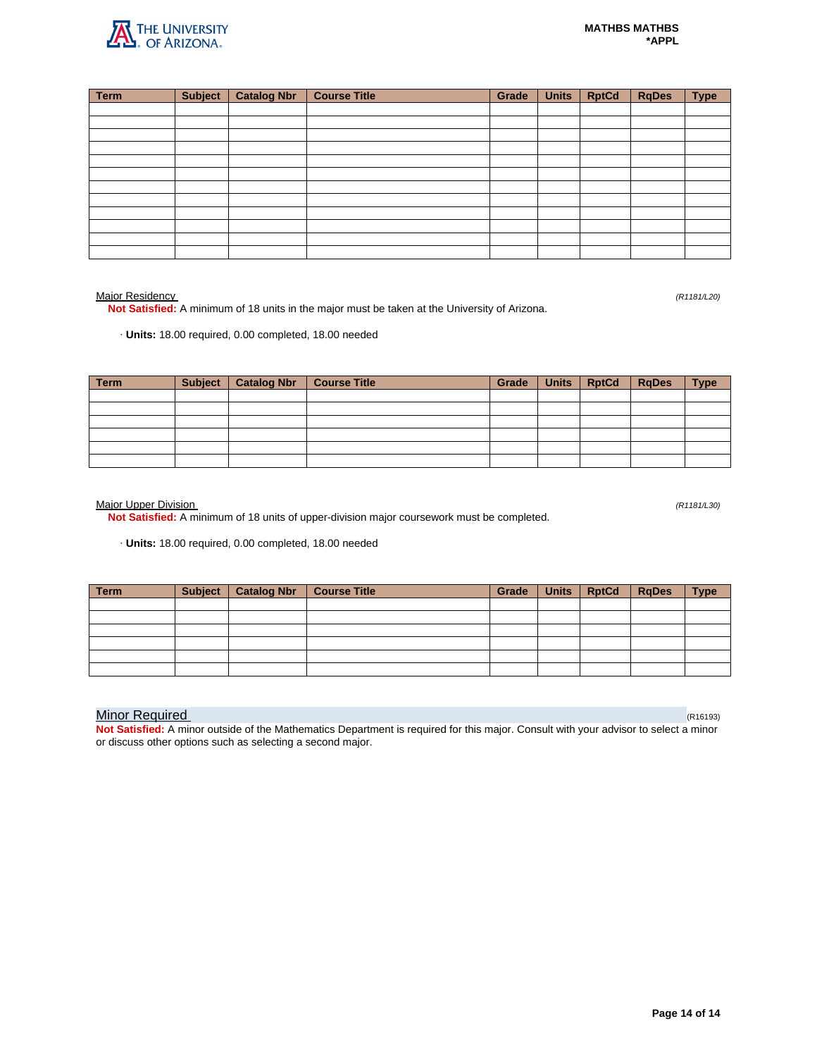| Term | Subject | Catalog Nbr | Course Title | Grade | Units | RptCd | RqDes | Type |
|---|---|---|---|---|---|---|---|---|
| | | | | | | | | |
| | | | | | | | | |
| | | | | | | | | |
| | | | | | | | | |
| | | | | | | | | |
| | | | | | | | | |
| | | | | | | | | |
| | | | | | | | | |
| | | | | | | | | |
| | | | | | | | | |
| | | | | | | | | |
| | | | | | | | | |

Major Residency *(R1181/L20)*

**Not Satisfied:** A minimum of 18 units in the major must be taken at the University of Arizona.

· **Units:** 18.00 required, 0.00 completed, 18.00 needed

| Term | Subject | Catalog Nbr | Course Title | Grade | Units | RptCd | RqDes | Type |
|---|---|---|---|---|---|---|---|---|
| | | | | | | | | |
| | | | | | | | | |
| | | | | | | | | |
| | | | | | | | | |
| | | | | | | | | |
| | | | | | | | | |

Major Upper Division *(R1181/L30)*

**Not Satisfied:** A minimum of 18 units of upper-division major coursework must be completed.

· **Units:** 18.00 required, 0.00 completed, 18.00 needed

| Term | Subject | Catalog Nbr | Course Title | Grade | Units | RptCd | RqDes | Type |
|---|---|---|---|---|---|---|---|---|
| | | | | | | | | |
| | | | | | | | | |
| | | | | | | | | |
| | | | | | | | | |
| | | | | | | | | |
| | | | | | | | | |

## Minor Required (R16193)

**Not Satisfied:** A minor outside of the Mathematics Department is required for this major. Consult with your advisor to select a minor or discuss other options such as selecting a second major.